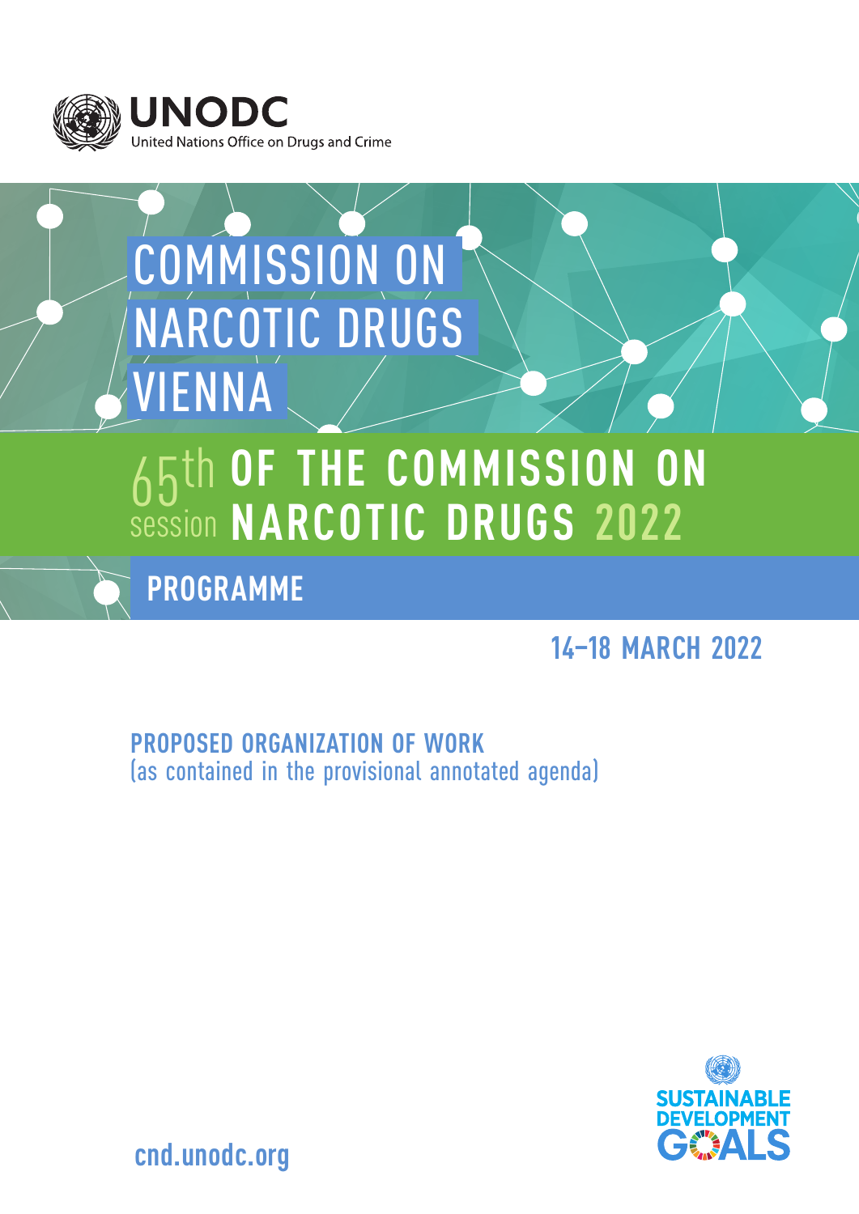UNODC
United Nations Office on Drugs and Crime

# COMMISSION ON NARCOTIC DRUGS VIENNA

## 65th session OF THE COMMISSION ON NARCOTIC DRUGS 2022

## PROGRAMME

**14–18 MARCH 2022**

**PROPOSED ORGANIZATION OF WORK**
(as contained in the provisional annotated agenda)

SUSTAINABLE DEVELOPMENT GOALS

cnd.unodc.org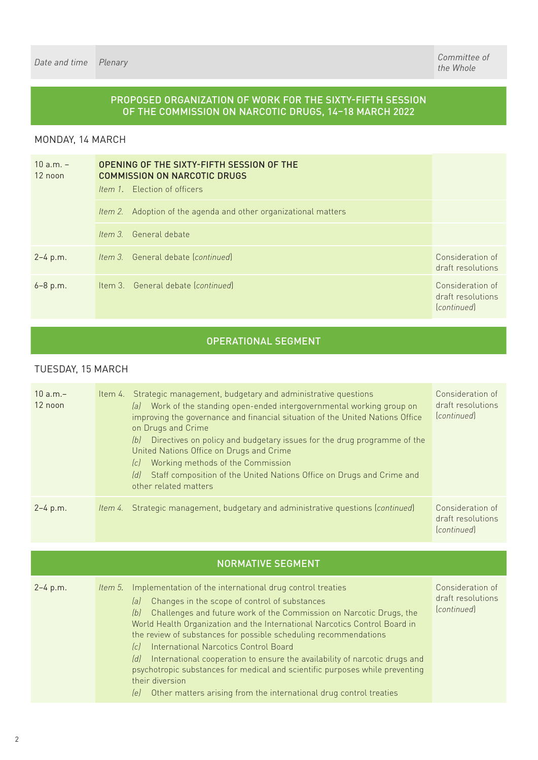| Date and time | Plenary | Committee of the Whole |
|---|---|---|

## PROPOSED ORGANIZATION OF WORK FOR THE SIXTY-FIFTH SESSION OF THE COMMISSION ON NARCOTIC DRUGS, 14–18 MARCH 2022

### MONDAY, 14 MARCH

| Date and time | Plenary | Committee of the Whole |
|---|---|---|
| 10 a.m. – 12 noon | **OPENING OF THE SIXTY-FIFTH SESSION OF THE COMMISSION ON NARCOTIC DRUGS**<br>*Item 1.* Election of officers | |
| | *Item 2.* Adoption of the agenda and other organizational matters | |
| | *Item 3.* General debate | |
| 2–4 p.m. | *Item 3.* General debate (*continued*) | Consideration of draft resolutions |
| 6–8 p.m. | Item 3. General debate (*continued*) | Consideration of draft resolutions (*continued*) |

## OPERATIONAL SEGMENT

### TUESDAY, 15 MARCH

| Date and time | Plenary | Committee of the Whole |
|---|---|---|
| 10 a.m.– 12 noon | Item 4. Strategic management, budgetary and administrative questions<br>(*a*) Work of the standing open-ended intergovernmental working group on improving the governance and financial situation of the United Nations Office on Drugs and Crime<br>(*b*) Directives on policy and budgetary issues for the drug programme of the United Nations Office on Drugs and Crime<br>(*c*) Working methods of the Commission<br>(*d*) Staff composition of the United Nations Office on Drugs and Crime and other related matters | Consideration of draft resolutions (*continued*) |
| 2–4 p.m. | *Item 4.* Strategic management, budgetary and administrative questions (*continued*) | Consideration of draft resolutions (*continued*) |

## NORMATIVE SEGMENT

| Date and time | Plenary | Committee of the Whole |
|---|---|---|
| 2–4 p.m. | *Item 5.* Implementation of the international drug control treaties<br>(*a*) Changes in the scope of control of substances<br>(*b*) Challenges and future work of the Commission on Narcotic Drugs, the World Health Organization and the International Narcotics Control Board in the review of substances for possible scheduling recommendations<br>(*c*) International Narcotics Control Board<br>(*d*) International cooperation to ensure the availability of narcotic drugs and psychotropic substances for medical and scientific purposes while preventing their diversion<br>(*e*) Other matters arising from the international drug control treaties | Consideration of draft resolutions (*continued*) |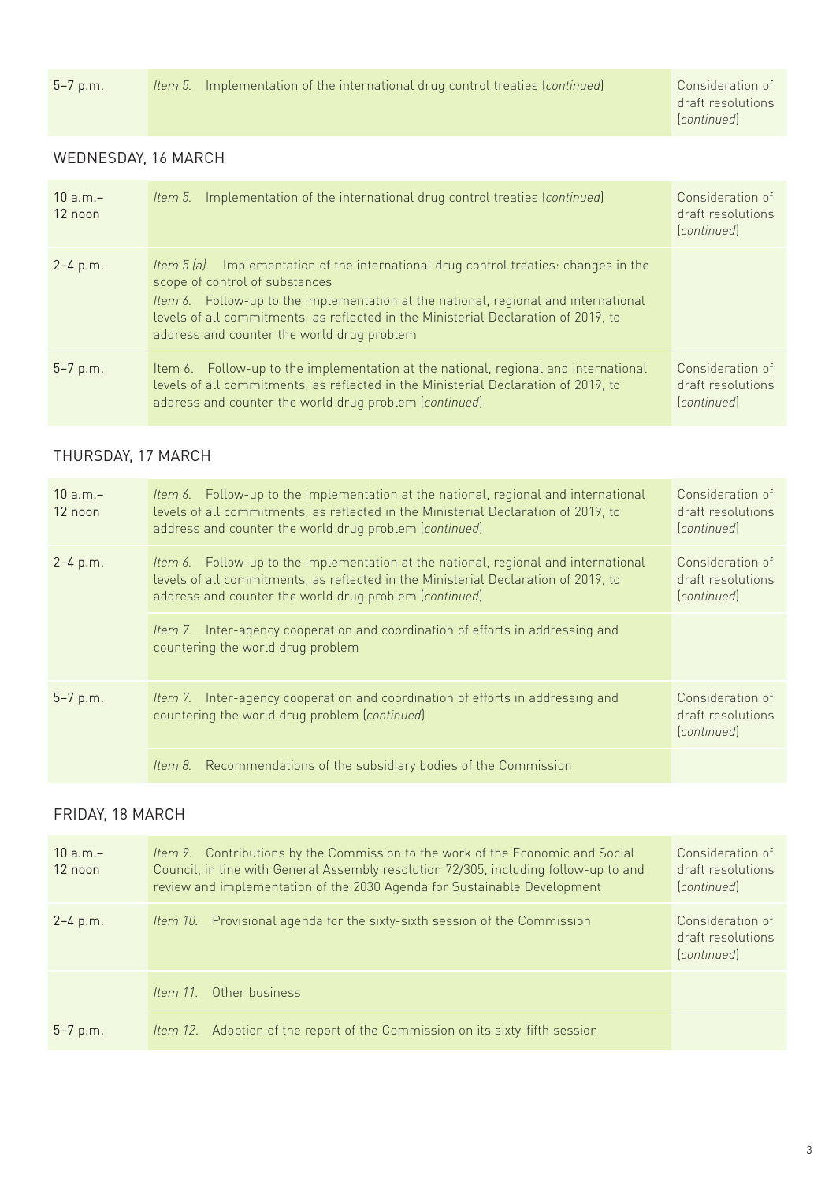| | | |
|---|---|---|
| 5–7 p.m. | *Item 5.* Implementation of the international drug control treaties (*continued*) | Consideration of draft resolutions (*continued*) |

## WEDNESDAY, 16 MARCH

| | | |
|---|---|---|
| 10 a.m.–12 noon | *Item 5.* Implementation of the international drug control treaties (*continued*) | Consideration of draft resolutions (*continued*) |
| 2–4 p.m. | *Item 5 (a).* Implementation of the international drug control treaties: changes in the scope of control of substances<br>*Item 6.* Follow-up to the implementation at the national, regional and international levels of all commitments, as reflected in the Ministerial Declaration of 2019, to address and counter the world drug problem | |
| 5–7 p.m. | Item 6. Follow-up to the implementation at the national, regional and international levels of all commitments, as reflected in the Ministerial Declaration of 2019, to address and counter the world drug problem (*continued*) | Consideration of draft resolutions (*continued*) |

## THURSDAY, 17 MARCH

| | | |
|---|---|---|
| 10 a.m.–12 noon | *Item 6.* Follow-up to the implementation at the national, regional and international levels of all commitments, as reflected in the Ministerial Declaration of 2019, to address and counter the world drug problem (*continued*) | Consideration of draft resolutions (*continued*) |
| 2–4 p.m. | *Item 6.* Follow-up to the implementation at the national, regional and international levels of all commitments, as reflected in the Ministerial Declaration of 2019, to address and counter the world drug problem (*continued*) | Consideration of draft resolutions (*continued*) |
| | *Item 7.* Inter-agency cooperation and coordination of efforts in addressing and countering the world drug problem | |
| 5–7 p.m. | *Item 7.* Inter-agency cooperation and coordination of efforts in addressing and countering the world drug problem (*continued*) | Consideration of draft resolutions (*continued*) |
| | *Item 8.* Recommendations of the subsidiary bodies of the Commission | |

## FRIDAY, 18 MARCH

| | | |
|---|---|---|
| 10 a.m.–12 noon | *Item 9.* Contributions by the Commission to the work of the Economic and Social Council, in line with General Assembly resolution 72/305, including follow-up to and review and implementation of the 2030 Agenda for Sustainable Development | Consideration of draft resolutions (*continued*) |
| 2–4 p.m. | *Item 10.* Provisional agenda for the sixty-sixth session of the Commission | Consideration of draft resolutions (*continued*) |
| | *Item 11.* Other business | |
| 5–7 p.m. | *Item 12.* Adoption of the report of the Commission on its sixty-fifth session | |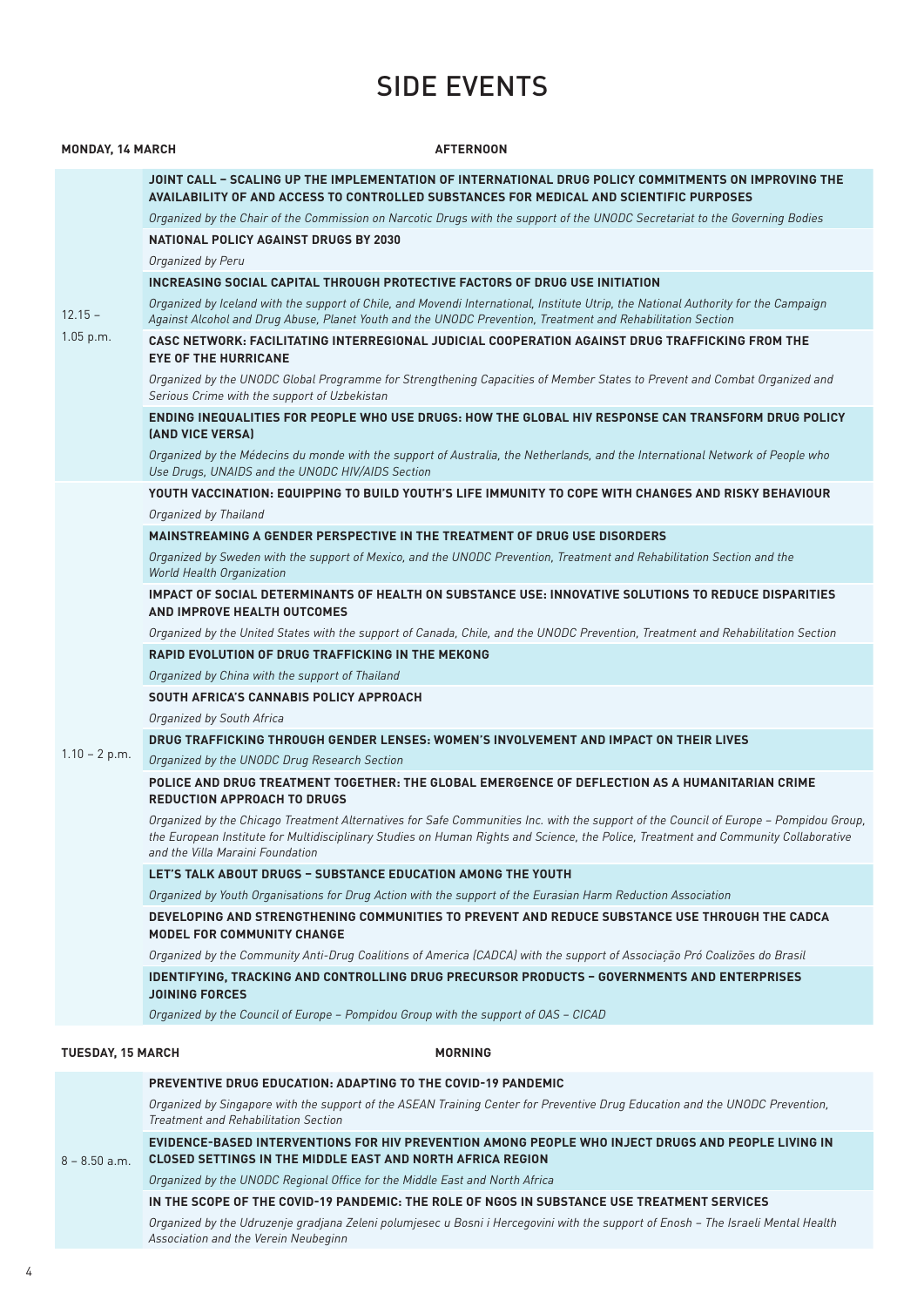# SIDE EVENTS

**MONDAY, 14 MARCH** — **AFTERNOON**

### 12.15 – 1.05 p.m.

**JOINT CALL – SCALING UP THE IMPLEMENTATION OF INTERNATIONAL DRUG POLICY COMMITMENTS ON IMPROVING THE AVAILABILITY OF AND ACCESS TO CONTROLLED SUBSTANCES FOR MEDICAL AND SCIENTIFIC PURPOSES**

*Organized by the Chair of the Commission on Narcotic Drugs with the support of the UNODC Secretariat to the Governing Bodies*

**NATIONAL POLICY AGAINST DRUGS BY 2030**

*Organized by Peru*

**INCREASING SOCIAL CAPITAL THROUGH PROTECTIVE FACTORS OF DRUG USE INITIATION**

*Organized by Iceland with the support of Chile, and Movendi International, Institute Utrip, the National Authority for the Campaign Against Alcohol and Drug Abuse, Planet Youth and the UNODC Prevention, Treatment and Rehabilitation Section*

**CASC NETWORK: FACILITATING INTERREGIONAL JUDICIAL COOPERATION AGAINST DRUG TRAFFICKING FROM THE EYE OF THE HURRICANE**

*Organized by the UNODC Global Programme for Strengthening Capacities of Member States to Prevent and Combat Organized and Serious Crime with the support of Uzbekistan*

**ENDING INEQUALITIES FOR PEOPLE WHO USE DRUGS: HOW THE GLOBAL HIV RESPONSE CAN TRANSFORM DRUG POLICY (AND VICE VERSA)**

*Organized by the Médecins du monde with the support of Australia, the Netherlands, and the International Network of People who Use Drugs, UNAIDS and the UNODC HIV/AIDS Section*

### 1.10 – 2 p.m.

**YOUTH VACCINATION: EQUIPPING TO BUILD YOUTH'S LIFE IMMUNITY TO COPE WITH CHANGES AND RISKY BEHAVIOUR**

*Organized by Thailand*

**MAINSTREAMING A GENDER PERSPECTIVE IN THE TREATMENT OF DRUG USE DISORDERS**

*Organized by Sweden with the support of Mexico, and the UNODC Prevention, Treatment and Rehabilitation Section and the World Health Organization*

**IMPACT OF SOCIAL DETERMINANTS OF HEALTH ON SUBSTANCE USE: INNOVATIVE SOLUTIONS TO REDUCE DISPARITIES AND IMPROVE HEALTH OUTCOMES**

*Organized by the United States with the support of Canada, Chile, and the UNODC Prevention, Treatment and Rehabilitation Section*

**RAPID EVOLUTION OF DRUG TRAFFICKING IN THE MEKONG**

*Organized by China with the support of Thailand*

**SOUTH AFRICA'S CANNABIS POLICY APPROACH**

*Organized by South Africa*

**DRUG TRAFFICKING THROUGH GENDER LENSES: WOMEN'S INVOLVEMENT AND IMPACT ON THEIR LIVES**

*Organized by the UNODC Drug Research Section*

**POLICE AND DRUG TREATMENT TOGETHER: THE GLOBAL EMERGENCE OF DEFLECTION AS A HUMANITARIAN CRIME REDUCTION APPROACH TO DRUGS**

*Organized by the Chicago Treatment Alternatives for Safe Communities Inc. with the support of the Council of Europe – Pompidou Group, the European Institute for Multidisciplinary Studies on Human Rights and Science, the Police, Treatment and Community Collaborative and the Villa Maraini Foundation*

**LET'S TALK ABOUT DRUGS – SUBSTANCE EDUCATION AMONG THE YOUTH**

*Organized by Youth Organisations for Drug Action with the support of the Eurasian Harm Reduction Association*

**DEVELOPING AND STRENGTHENING COMMUNITIES TO PREVENT AND REDUCE SUBSTANCE USE THROUGH THE CADCA MODEL FOR COMMUNITY CHANGE**

*Organized by the Community Anti-Drug Coalitions of America (CADCA) with the support of Associação Pró Coalizões do Brasil*

**IDENTIFYING, TRACKING AND CONTROLLING DRUG PRECURSOR PRODUCTS – GOVERNMENTS AND ENTERPRISES JOINING FORCES**

*Organized by the Council of Europe – Pompidou Group with the support of OAS – CICAD*

**TUESDAY, 15 MARCH** — **MORNING**

### 8 – 8.50 a.m.

**PREVENTIVE DRUG EDUCATION: ADAPTING TO THE COVID-19 PANDEMIC**

*Organized by Singapore with the support of the ASEAN Training Center for Preventive Drug Education and the UNODC Prevention, Treatment and Rehabilitation Section*

**EVIDENCE-BASED INTERVENTIONS FOR HIV PREVENTION AMONG PEOPLE WHO INJECT DRUGS AND PEOPLE LIVING IN CLOSED SETTINGS IN THE MIDDLE EAST AND NORTH AFRICA REGION**

*Organized by the UNODC Regional Office for the Middle East and North Africa*

**IN THE SCOPE OF THE COVID-19 PANDEMIC: THE ROLE OF NGOS IN SUBSTANCE USE TREATMENT SERVICES**

*Organized by the Udruzenje gradjana Zeleni polumjesec u Bosni i Hercegovini with the support of Enosh – The Israeli Mental Health Association and the Verein Neubeginn*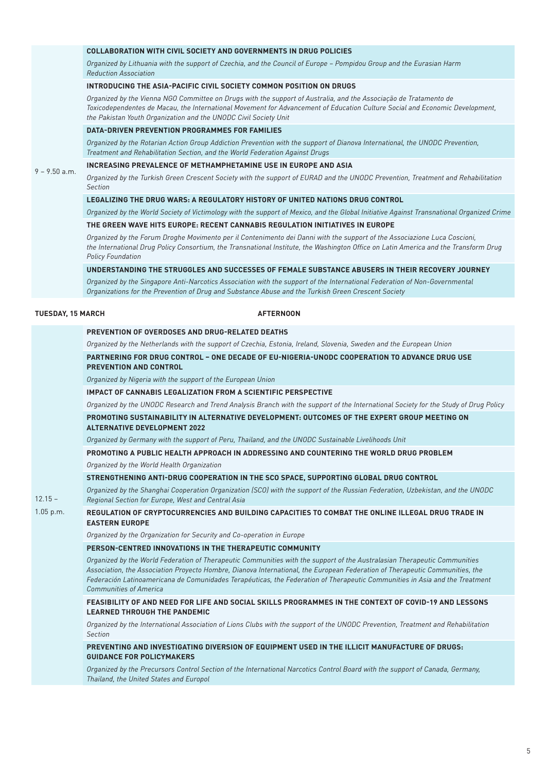**9 – 9.50 a.m.**

**COLLABORATION WITH CIVIL SOCIETY AND GOVERNMENTS IN DRUG POLICIES**

*Organized by Lithuania with the support of Czechia, and the Council of Europe – Pompidou Group and the Eurasian Harm Reduction Association*

**INTRODUCING THE ASIA-PACIFIC CIVIL SOCIETY COMMON POSITION ON DRUGS**

*Organized by the Vienna NGO Committee on Drugs with the support of Australia, and the Associação de Tratamento de Toxicodependentes de Macau, the International Movement for Advancement of Education Culture Social and Economic Development, the Pakistan Youth Organization and the UNODC Civil Society Unit*

**DATA-DRIVEN PREVENTION PROGRAMMES FOR FAMILIES**

*Organized by the Rotarian Action Group Addiction Prevention with the support of Dianova International, the UNODC Prevention, Treatment and Rehabilitation Section, and the World Federation Against Drugs*

**INCREASING PREVALENCE OF METHAMPHETAMINE USE IN EUROPE AND ASIA**

*Organized by the Turkish Green Crescent Society with the support of EURAD and the UNODC Prevention, Treatment and Rehabilitation Section*

**LEGALIZING THE DRUG WARS: A REGULATORY HISTORY OF UNITED NATIONS DRUG CONTROL**

*Organized by the World Society of Victimology with the support of Mexico, and the Global Initiative Against Transnational Organized Crime*

**THE GREEN WAVE HITS EUROPE: RECENT CANNABIS REGULATION INITIATIVES IN EUROPE**

*Organized by the Forum Droghe Movimento per il Contenimento dei Danni with the support of the Associazione Luca Coscioni, the International Drug Policy Consortium, the Transnational Institute, the Washington Office on Latin America and the Transform Drug Policy Foundation*

**UNDERSTANDING THE STRUGGLES AND SUCCESSES OF FEMALE SUBSTANCE ABUSERS IN THEIR RECOVERY JOURNEY**

*Organized by the Singapore Anti-Narcotics Association with the support of the International Federation of Non-Governmental Organizations for the Prevention of Drug and Substance Abuse and the Turkish Green Crescent Society*

## TUESDAY, 15 MARCH — AFTERNOON

**12.15 – 1.05 p.m.**

**PREVENTION OF OVERDOSES AND DRUG-RELATED DEATHS**

*Organized by the Netherlands with the support of Czechia, Estonia, Ireland, Slovenia, Sweden and the European Union*

**PARTNERING FOR DRUG CONTROL – ONE DECADE OF EU-NIGERIA-UNODC COOPERATION TO ADVANCE DRUG USE PREVENTION AND CONTROL**

*Organized by Nigeria with the support of the European Union*

**IMPACT OF CANNABIS LEGALIZATION FROM A SCIENTIFIC PERSPECTIVE**

*Organized by the UNODC Research and Trend Analysis Branch with the support of the International Society for the Study of Drug Policy*

**PROMOTING SUSTAINABILITY IN ALTERNATIVE DEVELOPMENT: OUTCOMES OF THE EXPERT GROUP MEETING ON ALTERNATIVE DEVELOPMENT 2022**

*Organized by Germany with the support of Peru, Thailand, and the UNODC Sustainable Livelihoods Unit*

**PROMOTING A PUBLIC HEALTH APPROACH IN ADDRESSING AND COUNTERING THE WORLD DRUG PROBLEM**

*Organized by the World Health Organization*

**STRENGTHENING ANTI-DRUG COOPERATION IN THE SCO SPACE, SUPPORTING GLOBAL DRUG CONTROL**

*Organized by the Shanghai Cooperation Organization (SCO) with the support of the Russian Federation, Uzbekistan, and the UNODC Regional Section for Europe, West and Central Asia*

**REGULATION OF CRYPTOCURRENCIES AND BUILDING CAPACITIES TO COMBAT THE ONLINE ILLEGAL DRUG TRADE IN EASTERN EUROPE**

*Organized by the Organization for Security and Co-operation in Europe*

**PERSON-CENTRED INNOVATIONS IN THE THERAPEUTIC COMMUNITY**

*Organized by the World Federation of Therapeutic Communities with the support of the Australasian Therapeutic Communities Association, the Association Proyecto Hombre, Dianova International, the European Federation of Therapeutic Communities, the Federación Latinoamericana de Comunidades Terapéuticas, the Federation of Therapeutic Communities in Asia and the Treatment Communities of America*

**FEASIBILITY OF AND NEED FOR LIFE AND SOCIAL SKILLS PROGRAMMES IN THE CONTEXT OF COVID-19 AND LESSONS LEARNED THROUGH THE PANDEMIC**

*Organized by the International Association of Lions Clubs with the support of the UNODC Prevention, Treatment and Rehabilitation Section*

**PREVENTING AND INVESTIGATING DIVERSION OF EQUIPMENT USED IN THE ILLICIT MANUFACTURE OF DRUGS: GUIDANCE FOR POLICYMAKERS**

*Organized by the Precursors Control Section of the International Narcotics Control Board with the support of Canada, Germany, Thailand, the United States and Europol*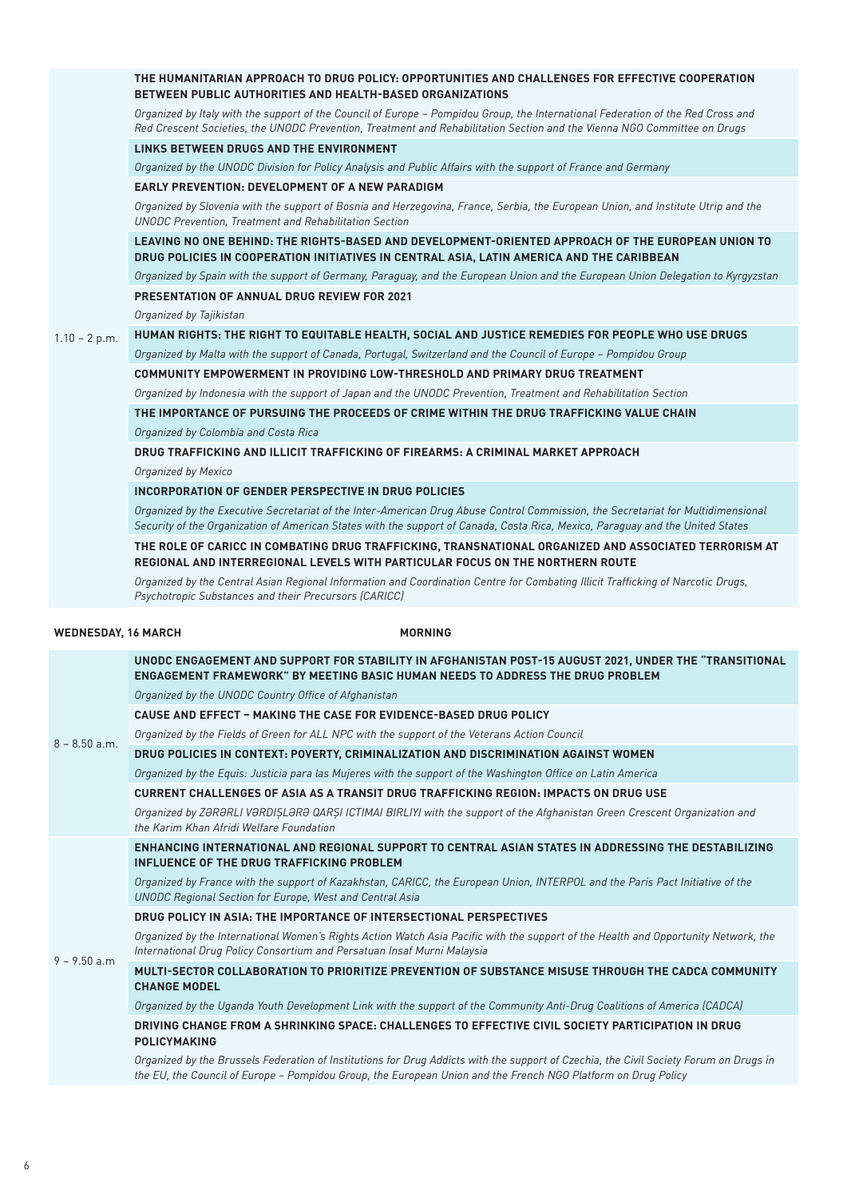1.10 – 2 p.m.

**THE HUMANITARIAN APPROACH TO DRUG POLICY: OPPORTUNITIES AND CHALLENGES FOR EFFECTIVE COOPERATION BETWEEN PUBLIC AUTHORITIES AND HEALTH-BASED ORGANIZATIONS**

*Organized by Italy with the support of the Council of Europe – Pompidou Group, the International Federation of the Red Cross and Red Crescent Societies, the UNODC Prevention, Treatment and Rehabilitation Section and the Vienna NGO Committee on Drugs*

**LINKS BETWEEN DRUGS AND THE ENVIRONMENT**

*Organized by the UNODC Division for Policy Analysis and Public Affairs with the support of France and Germany*

**EARLY PREVENTION: DEVELOPMENT OF A NEW PARADIGM**

*Organized by Slovenia with the support of Bosnia and Herzegovina, France, Serbia, the European Union, and Institute Utrip and the UNODC Prevention, Treatment and Rehabilitation Section*

**LEAVING NO ONE BEHIND: THE RIGHTS-BASED AND DEVELOPMENT-ORIENTED APPROACH OF THE EUROPEAN UNION TO DRUG POLICIES IN COOPERATION INITIATIVES IN CENTRAL ASIA, LATIN AMERICA AND THE CARIBBEAN**

*Organized by Spain with the support of Germany, Paraguay, and the European Union and the European Union Delegation to Kyrgyzstan*

**PRESENTATION OF ANNUAL DRUG REVIEW FOR 2021**

*Organized by Tajikistan*

**HUMAN RIGHTS: THE RIGHT TO EQUITABLE HEALTH, SOCIAL AND JUSTICE REMEDIES FOR PEOPLE WHO USE DRUGS**

*Organized by Malta with the support of Canada, Portugal, Switzerland and the Council of Europe – Pompidou Group*

**COMMUNITY EMPOWERMENT IN PROVIDING LOW-THRESHOLD AND PRIMARY DRUG TREATMENT**

*Organized by Indonesia with the support of Japan and the UNODC Prevention, Treatment and Rehabilitation Section*

**THE IMPORTANCE OF PURSUING THE PROCEEDS OF CRIME WITHIN THE DRUG TRAFFICKING VALUE CHAIN**

*Organized by Colombia and Costa Rica*

**DRUG TRAFFICKING AND ILLICIT TRAFFICKING OF FIREARMS: A CRIMINAL MARKET APPROACH**

*Organized by Mexico*

**INCORPORATION OF GENDER PERSPECTIVE IN DRUG POLICIES**

*Organized by the Executive Secretariat of the Inter-American Drug Abuse Control Commission, the Secretariat for Multidimensional Security of the Organization of American States with the support of Canada, Costa Rica, Mexico, Paraguay and the United States*

**THE ROLE OF CARICC IN COMBATING DRUG TRAFFICKING, TRANSNATIONAL ORGANIZED AND ASSOCIATED TERRORISM AT REGIONAL AND INTERREGIONAL LEVELS WITH PARTICULAR FOCUS ON THE NORTHERN ROUTE**

*Organized by the Central Asian Regional Information and Coordination Centre for Combating Illicit Trafficking of Narcotic Drugs, Psychotropic Substances and their Precursors (CARICC)*

## WEDNESDAY, 16 MARCH — MORNING

8 – 8.50 a.m.

**UNODC ENGAGEMENT AND SUPPORT FOR STABILITY IN AFGHANISTAN POST-15 AUGUST 2021, UNDER THE "TRANSITIONAL ENGAGEMENT FRAMEWORK" BY MEETING BASIC HUMAN NEEDS TO ADDRESS THE DRUG PROBLEM**

*Organized by the UNODC Country Office of Afghanistan*

**CAUSE AND EFFECT – MAKING THE CASE FOR EVIDENCE-BASED DRUG POLICY**

*Organized by the Fields of Green for ALL NPC with the support of the Veterans Action Council*

**DRUG POLICIES IN CONTEXT: POVERTY, CRIMINALIZATION AND DISCRIMINATION AGAINST WOMEN**

*Organized by the Equis: Justicia para las Mujeres with the support of the Washington Office on Latin America*

**CURRENT CHALLENGES OF ASIA AS A TRANSIT DRUG TRAFFICKING REGION: IMPACTS ON DRUG USE**

*Organized by ZƏRƏRLI VƏRDIŞLƏRƏ QARŞI ICTIMAI BIRLIYI with the support of the Afghanistan Green Crescent Organization and the Karim Khan Afridi Welfare Foundation*

9 – 9.50 a.m

**ENHANCING INTERNATIONAL AND REGIONAL SUPPORT TO CENTRAL ASIAN STATES IN ADDRESSING THE DESTABILIZING INFLUENCE OF THE DRUG TRAFFICKING PROBLEM**

*Organized by France with the support of Kazakhstan, CARICC, the European Union, INTERPOL and the Paris Pact Initiative of the UNODC Regional Section for Europe, West and Central Asia*

**DRUG POLICY IN ASIA: THE IMPORTANCE OF INTERSECTIONAL PERSPECTIVES**

*Organized by the International Women's Rights Action Watch Asia Pacific with the support of the Health and Opportunity Network, the International Drug Policy Consortium and Persatuan Insaf Murni Malaysia*

**MULTI-SECTOR COLLABORATION TO PRIORITIZE PREVENTION OF SUBSTANCE MISUSE THROUGH THE CADCA COMMUNITY CHANGE MODEL**

*Organized by the Uganda Youth Development Link with the support of the Community Anti-Drug Coalitions of America (CADCA)*

**DRIVING CHANGE FROM A SHRINKING SPACE: CHALLENGES TO EFFECTIVE CIVIL SOCIETY PARTICIPATION IN DRUG POLICYMAKING**

*Organized by the Brussels Federation of Institutions for Drug Addicts with the support of Czechia, the Civil Society Forum on Drugs in the EU, the Council of Europe – Pompidou Group, the European Union and the French NGO Platform on Drug Policy*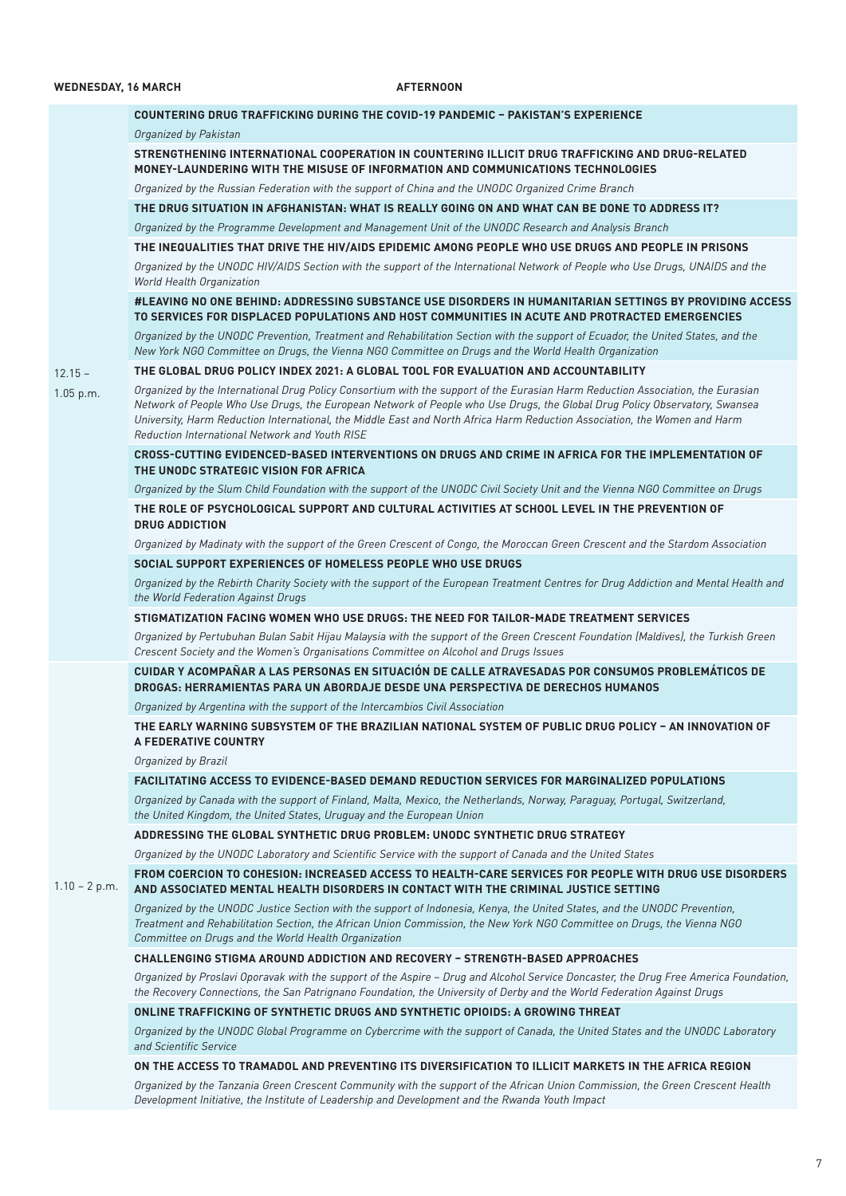**WEDNESDAY, 16 MARCH** **AFTERNOON**

| Time | Event |
|---|---|
| 12.15 – 1.05 p.m. | **COUNTERING DRUG TRAFFICKING DURING THE COVID-19 PANDEMIC – PAKISTAN'S EXPERIENCE**<br>*Organized by Pakistan* |
| | **STRENGTHENING INTERNATIONAL COOPERATION IN COUNTERING ILLICIT DRUG TRAFFICKING AND DRUG-RELATED MONEY-LAUNDERING WITH THE MISUSE OF INFORMATION AND COMMUNICATIONS TECHNOLOGIES**<br>*Organized by the Russian Federation with the support of China and the UNODC Organized Crime Branch* |
| | **THE DRUG SITUATION IN AFGHANISTAN: WHAT IS REALLY GOING ON AND WHAT CAN BE DONE TO ADDRESS IT?**<br>*Organized by the Programme Development and Management Unit of the UNODC Research and Analysis Branch* |
| | **THE INEQUALITIES THAT DRIVE THE HIV/AIDS EPIDEMIC AMONG PEOPLE WHO USE DRUGS AND PEOPLE IN PRISONS**<br>*Organized by the UNODC HIV/AIDS Section with the support of the International Network of People who Use Drugs, UNAIDS and the World Health Organization* |
| | **#LEAVING NO ONE BEHIND: ADDRESSING SUBSTANCE USE DISORDERS IN HUMANITARIAN SETTINGS BY PROVIDING ACCESS TO SERVICES FOR DISPLACED POPULATIONS AND HOST COMMUNITIES IN ACUTE AND PROTRACTED EMERGENCIES**<br>*Organized by the UNODC Prevention, Treatment and Rehabilitation Section with the support of Ecuador, the United States, and the New York NGO Committee on Drugs, the Vienna NGO Committee on Drugs and the World Health Organization* |
| | **THE GLOBAL DRUG POLICY INDEX 2021: A GLOBAL TOOL FOR EVALUATION AND ACCOUNTABILITY**<br>*Organized by the International Drug Policy Consortium with the support of the Eurasian Harm Reduction Association, the Eurasian Network of People Who Use Drugs, the European Network of People who Use Drugs, the Global Drug Policy Observatory, Swansea University, Harm Reduction International, the Middle East and North Africa Harm Reduction Association, the Women and Harm Reduction International Network and Youth RISE* |
| | **CROSS-CUTTING EVIDENCED-BASED INTERVENTIONS ON DRUGS AND CRIME IN AFRICA FOR THE IMPLEMENTATION OF THE UNODC STRATEGIC VISION FOR AFRICA**<br>*Organized by the Slum Child Foundation with the support of the UNODC Civil Society Unit and the Vienna NGO Committee on Drugs* |
| | **THE ROLE OF PSYCHOLOGICAL SUPPORT AND CULTURAL ACTIVITIES AT SCHOOL LEVEL IN THE PREVENTION OF DRUG ADDICTION**<br>*Organized by Madinaty with the support of the Green Crescent of Congo, the Moroccan Green Crescent and the Stardom Association* |
| | **SOCIAL SUPPORT EXPERIENCES OF HOMELESS PEOPLE WHO USE DRUGS**<br>*Organized by the Rebirth Charity Society with the support of the European Treatment Centres for Drug Addiction and Mental Health and the World Federation Against Drugs* |
| | **STIGMATIZATION FACING WOMEN WHO USE DRUGS: THE NEED FOR TAILOR-MADE TREATMENT SERVICES**<br>*Organized by Pertubuhan Bulan Sabit Hijau Malaysia with the support of the Green Crescent Foundation (Maldives), the Turkish Green Crescent Society and the Women's Organisations Committee on Alcohol and Drugs Issues* |
| 1.10 – 2 p.m. | **CUIDAR Y ACOMPAÑAR A LAS PERSONAS EN SITUACIÓN DE CALLE ATRAVESADAS POR CONSUMOS PROBLEMÁTICOS DE DROGAS: HERRAMIENTAS PARA UN ABORDAJE DESDE UNA PERSPECTIVA DE DERECHOS HUMANOS**<br>*Organized by Argentina with the support of the Intercambios Civil Association* |
| | **THE EARLY WARNING SUBSYSTEM OF THE BRAZILIAN NATIONAL SYSTEM OF PUBLIC DRUG POLICY – AN INNOVATION OF A FEDERATIVE COUNTRY**<br>*Organized by Brazil* |
| | **FACILITATING ACCESS TO EVIDENCE-BASED DEMAND REDUCTION SERVICES FOR MARGINALIZED POPULATIONS**<br>*Organized by Canada with the support of Finland, Malta, Mexico, the Netherlands, Norway, Paraguay, Portugal, Switzerland, the United Kingdom, the United States, Uruguay and the European Union* |
| | **ADDRESSING THE GLOBAL SYNTHETIC DRUG PROBLEM: UNODC SYNTHETIC DRUG STRATEGY**<br>*Organized by the UNODC Laboratory and Scientific Service with the support of Canada and the United States* |
| | **FROM COERCION TO COHESION: INCREASED ACCESS TO HEALTH-CARE SERVICES FOR PEOPLE WITH DRUG USE DISORDERS AND ASSOCIATED MENTAL HEALTH DISORDERS IN CONTACT WITH THE CRIMINAL JUSTICE SETTING**<br>*Organized by the UNODC Justice Section with the support of Indonesia, Kenya, the United States, and the UNODC Prevention, Treatment and Rehabilitation Section, the African Union Commission, the New York NGO Committee on Drugs, the Vienna NGO Committee on Drugs and the World Health Organization* |
| | **CHALLENGING STIGMA AROUND ADDICTION AND RECOVERY – STRENGTH-BASED APPROACHES**<br>*Organized by Proslavi Oporavak with the support of the Aspire – Drug and Alcohol Service Doncaster, the Drug Free America Foundation, the Recovery Connections, the San Patrignano Foundation, the University of Derby and the World Federation Against Drugs* |
| | **ONLINE TRAFFICKING OF SYNTHETIC DRUGS AND SYNTHETIC OPIOIDS: A GROWING THREAT**<br>*Organized by the UNODC Global Programme on Cybercrime with the support of Canada, the United States and the UNODC Laboratory and Scientific Service* |
| | **ON THE ACCESS TO TRAMADOL AND PREVENTING ITS DIVERSIFICATION TO ILLICIT MARKETS IN THE AFRICA REGION**<br>*Organized by the Tanzania Green Crescent Community with the support of the African Union Commission, the Green Crescent Health Development Initiative, the Institute of Leadership and Development and the Rwanda Youth Impact* |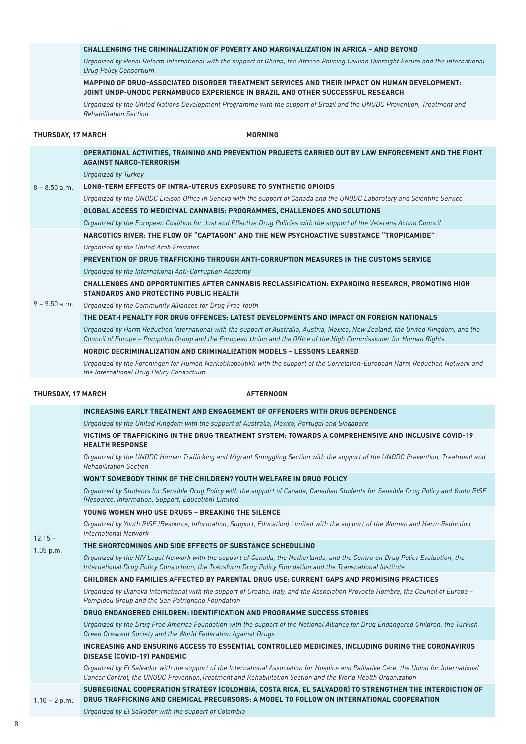**CHALLENGING THE CRIMINALIZATION OF POVERTY AND MARGINALIZATION IN AFRICA – AND BEYOND**

*Organized by Penal Reform International with the support of Ghana, the African Policing Civilian Oversight Forum and the International Drug Policy Consortium*

**MAPPING OF DRUG-ASSOCIATED DISORDER TREATMENT SERVICES AND THEIR IMPACT ON HUMAN DEVELOPMENT: JOINT UNDP-UNODC PERNAMBUCO EXPERIENCE IN BRAZIL AND OTHER SUCCESSFUL RESEARCH**

*Organized by the United Nations Development Programme with the support of Brazil and the UNODC Prevention, Treatment and Rehabilitation Section*

## THURSDAY, 17 MARCH — MORNING

### 8 – 8.50 a.m.

**OPERATIONAL ACTIVITIES, TRAINING AND PREVENTION PROJECTS CARRIED OUT BY LAW ENFORCEMENT AND THE FIGHT AGAINST NARCO-TERRORISM**

*Organized by Turkey*

**LONG-TERM EFFECTS OF INTRA-UTERUS EXPOSURE TO SYNTHETIC OPIOIDS**

*Organized by the UNODC Liaison Office in Geneva with the support of Canada and the UNODC Laboratory and Scientific Service*

**GLOBAL ACCESS TO MEDICINAL CANNABIS: PROGRAMMES, CHALLENGES AND SOLUTIONS**

*Organized by the European Coalition for Just and Effective Drug Policies with the support of the Veterans Action Council*

### 9 – 9.50 a.m.

**NARCOTICS RIVER: THE FLOW OF "CAPTAGON" AND THE NEW PSYCHOACTIVE SUBSTANCE "TROPICAMIDE"**

*Organized by the United Arab Emirates*

**PREVENTION OF DRUG TRAFFICKING THROUGH ANTI-CORRUPTION MEASURES IN THE CUSTOMS SERVICE**

*Organized by the International Anti-Corruption Academy*

**CHALLENGES AND OPPORTUNITIES AFTER CANNABIS RECLASSIFICATION: EXPANDING RESEARCH, PROMOTING HIGH STANDARDS AND PROTECTING PUBLIC HEALTH**

*Organized by the Community Alliances for Drug Free Youth*

**THE DEATH PENALTY FOR DRUG OFFENCES: LATEST DEVELOPMENTS AND IMPACT ON FOREIGN NATIONALS**

*Organized by Harm Reduction International with the support of Australia, Austria, Mexico, New Zealand, the United Kingdom, and the Council of Europe – Pompidou Group and the European Union and the Office of the High Commissioner for Human Rights*

**NORDIC DECRIMINALIZATION AND CRIMINALIZATION MODELS – LESSONS LEARNED**

*Organized by the Foreningen for Human Narkotikapolitikk with the support of the Correlation-European Harm Reduction Network and the International Drug Policy Consortium*

## THURSDAY, 17 MARCH — AFTERNOON

### 12.15 – 1.05 p.m.

**INCREASING EARLY TREATMENT AND ENGAGEMENT OF OFFENDERS WITH DRUG DEPENDENCE**

*Organized by the United Kingdom with the support of Australia, Mexico, Portugal and Singapore*

**VICTIMS OF TRAFFICKING IN THE DRUG TREATMENT SYSTEM: TOWARDS A COMPREHENSIVE AND INCLUSIVE COVID-19 HEALTH RESPONSE**

*Organized by the UNODC Human Trafficking and Migrant Smuggling Section with the support of the UNODC Prevention, Treatment and Rehabilitation Section*

**WON'T SOMEBODY THINK OF THE CHILDREN? YOUTH WELFARE IN DRUG POLICY**

*Organized by Students for Sensible Drug Policy with the support of Canada, Canadian Students for Sensible Drug Policy and Youth RISE (Resource, Information, Support, Education) Limited*

**YOUNG WOMEN WHO USE DRUGS – BREAKING THE SILENCE**

*Organized by Youth RISE (Resource, Information, Support, Education) Limited with the support of the Women and Harm Reduction International Network*

**THE SHORTCOMINGS AND SIDE EFFECTS OF SUBSTANCE SCHEDULING**

*Organized by the HIV Legal Network with the support of Canada, the Netherlands, and the Centre on Drug Policy Evaluation, the International Drug Policy Consortium, the Transform Drug Policy Foundation and the Transnational Institute*

**CHILDREN AND FAMILIES AFFECTED BY PARENTAL DRUG USE: CURRENT GAPS AND PROMISING PRACTICES**

*Organized by Dianova International with the support of Croatia, Italy, and the Association Proyecto Hombre, the Council of Europe – Pompidou Group and the San Patrignano Foundation*

**DRUG ENDANGERED CHILDREN: IDENTIFICATION AND PROGRAMME SUCCESS STORIES**

*Organized by the Drug Free America Foundation with the support of the National Alliance for Drug Endangered Children, the Turkish Green Crescent Society and the World Federation Against Drugs*

**INCREASING AND ENSURING ACCESS TO ESSENTIAL CONTROLLED MEDICINES, INCLUDING DURING THE CORONAVIRUS DISEASE (COVID-19) PANDEMIC**

*Organized by El Salvador with the support of the International Association for Hospice and Palliative Care, the Union for International Cancer Control, the UNODC Prevention,Treatment and Rehabilitation Section and the World Health Organization*

### 1.10 – 2 p.m.

**SUBREGIONAL COOPERATION STRATEGY (COLOMBIA, COSTA RICA, EL SALVADOR) TO STRENGTHEN THE INTERDICTION OF DRUG TRAFFICKING AND CHEMICAL PRECURSORS: A MODEL TO FOLLOW ON INTERNATIONAL COOPERATION**

*Organized by El Salvador with the support of Colombia*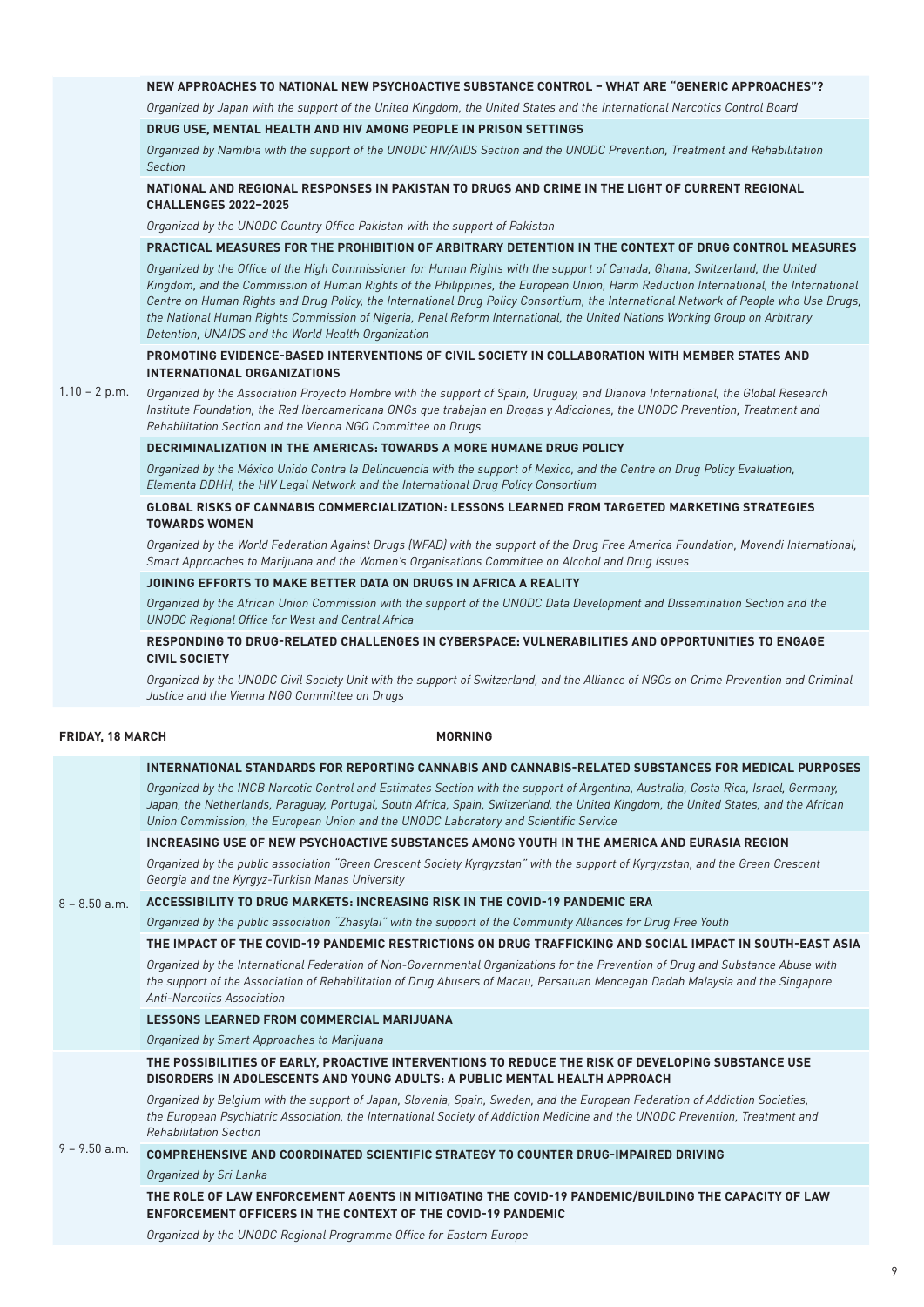| Time | Event |
|---|---|
| 1.10 – 2 p.m. | **NEW APPROACHES TO NATIONAL NEW PSYCHOACTIVE SUBSTANCE CONTROL – WHAT ARE "GENERIC APPROACHES"?**<br>*Organized by Japan with the support of the United Kingdom, the United States and the International Narcotics Control Board* |
| | **DRUG USE, MENTAL HEALTH AND HIV AMONG PEOPLE IN PRISON SETTINGS**<br>*Organized by Namibia with the support of the UNODC HIV/AIDS Section and the UNODC Prevention, Treatment and Rehabilitation Section* |
| | **NATIONAL AND REGIONAL RESPONSES IN PAKISTAN TO DRUGS AND CRIME IN THE LIGHT OF CURRENT REGIONAL CHALLENGES 2022–2025**<br>*Organized by the UNODC Country Office Pakistan with the support of Pakistan* |
| | **PRACTICAL MEASURES FOR THE PROHIBITION OF ARBITRARY DETENTION IN THE CONTEXT OF DRUG CONTROL MEASURES**<br>*Organized by the Office of the High Commissioner for Human Rights with the support of Canada, Ghana, Switzerland, the United Kingdom, and the Commission of Human Rights of the Philippines, the European Union, Harm Reduction International, the International Centre on Human Rights and Drug Policy, the International Drug Policy Consortium, the International Network of People who Use Drugs, the National Human Rights Commission of Nigeria, Penal Reform International, the United Nations Working Group on Arbitrary Detention, UNAIDS and the World Health Organization* |
| | **PROMOTING EVIDENCE-BASED INTERVENTIONS OF CIVIL SOCIETY IN COLLABORATION WITH MEMBER STATES AND INTERNATIONAL ORGANIZATIONS**<br>*Organized by the Association Proyecto Hombre with the support of Spain, Uruguay, and Dianova International, the Global Research Institute Foundation, the Red Iberoamericana ONGs que trabajan en Drogas y Adicciones, the UNODC Prevention, Treatment and Rehabilitation Section and the Vienna NGO Committee on Drugs* |
| | **DECRIMINALIZATION IN THE AMERICAS: TOWARDS A MORE HUMANE DRUG POLICY**<br>*Organized by the México Unido Contra la Delincuencia with the support of Mexico, and the Centre on Drug Policy Evaluation, Elementa DDHH, the HIV Legal Network and the International Drug Policy Consortium* |
| | **GLOBAL RISKS OF CANNABIS COMMERCIALIZATION: LESSONS LEARNED FROM TARGETED MARKETING STRATEGIES TOWARDS WOMEN**<br>*Organized by the World Federation Against Drugs (WFAD) with the support of the Drug Free America Foundation, Movendi International, Smart Approaches to Marijuana and the Women's Organisations Committee on Alcohol and Drug Issues* |
| | **JOINING EFFORTS TO MAKE BETTER DATA ON DRUGS IN AFRICA A REALITY**<br>*Organized by the African Union Commission with the support of the UNODC Data Development and Dissemination Section and the UNODC Regional Office for West and Central Africa* |
| | **RESPONDING TO DRUG-RELATED CHALLENGES IN CYBERSPACE: VULNERABILITIES AND OPPORTUNITIES TO ENGAGE CIVIL SOCIETY**<br>*Organized by the UNODC Civil Society Unit with the support of Switzerland, and the Alliance of NGOs on Crime Prevention and Criminal Justice and the Vienna NGO Committee on Drugs* |

| **FRIDAY, 18 MARCH** | **MORNING** |
|---|---|
| 8 – 8.50 a.m. | **INTERNATIONAL STANDARDS FOR REPORTING CANNABIS AND CANNABIS-RELATED SUBSTANCES FOR MEDICAL PURPOSES**<br>*Organized by the INCB Narcotic Control and Estimates Section with the support of Argentina, Australia, Costa Rica, Israel, Germany, Japan, the Netherlands, Paraguay, Portugal, South Africa, Spain, Switzerland, the United Kingdom, the United States, and the African Union Commission, the European Union and the UNODC Laboratory and Scientific Service* |
| | **INCREASING USE OF NEW PSYCHOACTIVE SUBSTANCES AMONG YOUTH IN THE AMERICA AND EURASIA REGION**<br>*Organized by the public association "Green Crescent Society Kyrgyzstan" with the support of Kyrgyzstan, and the Green Crescent Georgia and the Kyrgyz-Turkish Manas University* |
| | **ACCESSIBILITY TO DRUG MARKETS: INCREASING RISK IN THE COVID-19 PANDEMIC ERA**<br>*Organized by the public association "Zhasylai" with the support of the Community Alliances for Drug Free Youth* |
| | **THE IMPACT OF THE COVID-19 PANDEMIC RESTRICTIONS ON DRUG TRAFFICKING AND SOCIAL IMPACT IN SOUTH-EAST ASIA**<br>*Organized by the International Federation of Non-Governmental Organizations for the Prevention of Drug and Substance Abuse with the support of the Association of Rehabilitation of Drug Abusers of Macau, Persatuan Mencegah Dadah Malaysia and the Singapore Anti-Narcotics Association* |
| | **LESSONS LEARNED FROM COMMERCIAL MARIJUANA**<br>*Organized by Smart Approaches to Marijuana* |
| 9 – 9.50 a.m. | **THE POSSIBILITIES OF EARLY, PROACTIVE INTERVENTIONS TO REDUCE THE RISK OF DEVELOPING SUBSTANCE USE DISORDERS IN ADOLESCENTS AND YOUNG ADULTS: A PUBLIC MENTAL HEALTH APPROACH**<br>*Organized by Belgium with the support of Japan, Slovenia, Spain, Sweden, and the European Federation of Addiction Societies, the European Psychiatric Association, the International Society of Addiction Medicine and the UNODC Prevention, Treatment and Rehabilitation Section* |
| | **COMPREHENSIVE AND COORDINATED SCIENTIFIC STRATEGY TO COUNTER DRUG-IMPAIRED DRIVING**<br>*Organized by Sri Lanka* |
| | **THE ROLE OF LAW ENFORCEMENT AGENTS IN MITIGATING THE COVID-19 PANDEMIC/BUILDING THE CAPACITY OF LAW ENFORCEMENT OFFICERS IN THE CONTEXT OF THE COVID-19 PANDEMIC**<br>*Organized by the UNODC Regional Programme Office for Eastern Europe* |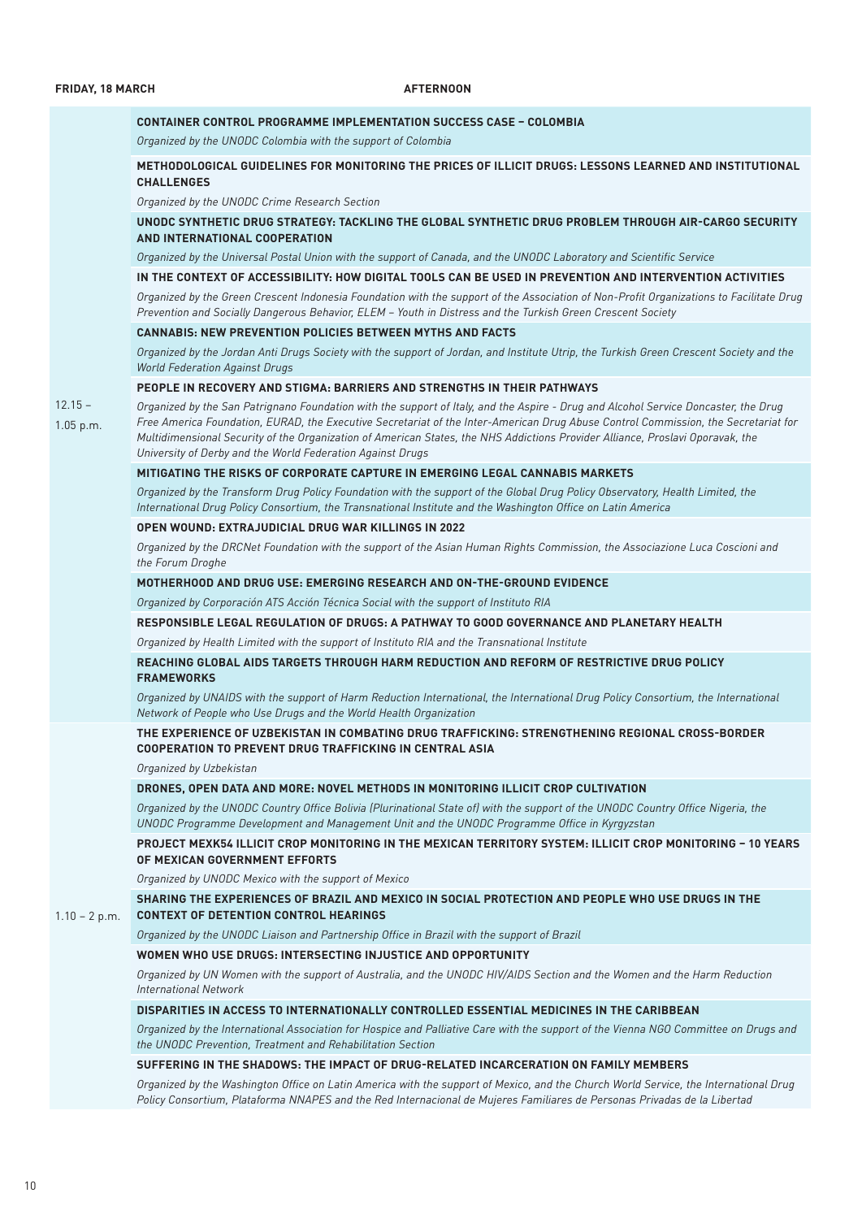**FRIDAY, 18 MARCH** — **AFTERNOON**

| Time | Event |
|---|---|
| 12.15 – 1.05 p.m. | **CONTAINER CONTROL PROGRAMME IMPLEMENTATION SUCCESS CASE – COLOMBIA**<br>*Organized by the UNODC Colombia with the support of Colombia* |
| | **METHODOLOGICAL GUIDELINES FOR MONITORING THE PRICES OF ILLICIT DRUGS: LESSONS LEARNED AND INSTITUTIONAL CHALLENGES**<br>*Organized by the UNODC Crime Research Section* |
| | **UNODC SYNTHETIC DRUG STRATEGY: TACKLING THE GLOBAL SYNTHETIC DRUG PROBLEM THROUGH AIR-CARGO SECURITY AND INTERNATIONAL COOPERATION**<br>*Organized by the Universal Postal Union with the support of Canada, and the UNODC Laboratory and Scientific Service* |
| | **IN THE CONTEXT OF ACCESSIBILITY: HOW DIGITAL TOOLS CAN BE USED IN PREVENTION AND INTERVENTION ACTIVITIES**<br>*Organized by the Green Crescent Indonesia Foundation with the support of the Association of Non-Profit Organizations to Facilitate Drug Prevention and Socially Dangerous Behavior, ELEM – Youth in Distress and the Turkish Green Crescent Society* |
| | **CANNABIS: NEW PREVENTION POLICIES BETWEEN MYTHS AND FACTS**<br>*Organized by the Jordan Anti Drugs Society with the support of Jordan, and Institute Utrip, the Turkish Green Crescent Society and the World Federation Against Drugs* |
| | **PEOPLE IN RECOVERY AND STIGMA: BARRIERS AND STRENGTHS IN THEIR PATHWAYS**<br>*Organized by the San Patrignano Foundation with the support of Italy, and the Aspire - Drug and Alcohol Service Doncaster, the Drug Free America Foundation, EURAD, the Executive Secretariat of the Inter-American Drug Abuse Control Commission, the Secretariat for Multidimensional Security of the Organization of American States, the NHS Addictions Provider Alliance, Proslavi Oporavak, the University of Derby and the World Federation Against Drugs* |
| | **MITIGATING THE RISKS OF CORPORATE CAPTURE IN EMERGING LEGAL CANNABIS MARKETS**<br>*Organized by the Transform Drug Policy Foundation with the support of the Global Drug Policy Observatory, Health Limited, the International Drug Policy Consortium, the Transnational Institute and the Washington Office on Latin America* |
| | **OPEN WOUND: EXTRAJUDICIAL DRUG WAR KILLINGS IN 2022**<br>*Organized by the DRCNet Foundation with the support of the Asian Human Rights Commission, the Associazione Luca Coscioni and the Forum Droghe* |
| | **MOTHERHOOD AND DRUG USE: EMERGING RESEARCH AND ON-THE-GROUND EVIDENCE**<br>*Organized by Corporación ATS Acción Técnica Social with the support of Instituto RIA* |
| | **RESPONSIBLE LEGAL REGULATION OF DRUGS: A PATHWAY TO GOOD GOVERNANCE AND PLANETARY HEALTH**<br>*Organized by Health Limited with the support of Instituto RIA and the Transnational Institute* |
| | **REACHING GLOBAL AIDS TARGETS THROUGH HARM REDUCTION AND REFORM OF RESTRICTIVE DRUG POLICY FRAMEWORKS**<br>*Organized by UNAIDS with the support of Harm Reduction International, the International Drug Policy Consortium, the International Network of People who Use Drugs and the World Health Organization* |
| 1.10 – 2 p.m. | **THE EXPERIENCE OF UZBEKISTAN IN COMBATING DRUG TRAFFICKING: STRENGTHENING REGIONAL CROSS-BORDER COOPERATION TO PREVENT DRUG TRAFFICKING IN CENTRAL ASIA**<br>*Organized by Uzbekistan* |
| | **DRONES, OPEN DATA AND MORE: NOVEL METHODS IN MONITORING ILLICIT CROP CULTIVATION**<br>*Organized by the UNODC Country Office Bolivia (Plurinational State of) with the support of the UNODC Country Office Nigeria, the UNODC Programme Development and Management Unit and the UNODC Programme Office in Kyrgyzstan* |
| | **PROJECT MEXK54 ILLICIT CROP MONITORING IN THE MEXICAN TERRITORY SYSTEM: ILLICIT CROP MONITORING – 10 YEARS OF MEXICAN GOVERNMENT EFFORTS**<br>*Organized by UNODC Mexico with the support of Mexico* |
| | **SHARING THE EXPERIENCES OF BRAZIL AND MEXICO IN SOCIAL PROTECTION AND PEOPLE WHO USE DRUGS IN THE CONTEXT OF DETENTION CONTROL HEARINGS**<br>*Organized by the UNODC Liaison and Partnership Office in Brazil with the support of Brazil* |
| | **WOMEN WHO USE DRUGS: INTERSECTING INJUSTICE AND OPPORTUNITY**<br>*Organized by UN Women with the support of Australia, and the UNODC HIV/AIDS Section and the Women and the Harm Reduction International Network* |
| | **DISPARITIES IN ACCESS TO INTERNATIONALLY CONTROLLED ESSENTIAL MEDICINES IN THE CARIBBEAN**<br>*Organized by the International Association for Hospice and Palliative Care with the support of the Vienna NGO Committee on Drugs and the UNODC Prevention, Treatment and Rehabilitation Section* |
| | **SUFFERING IN THE SHADOWS: THE IMPACT OF DRUG-RELATED INCARCERATION ON FAMILY MEMBERS**<br>*Organized by the Washington Office on Latin America with the support of Mexico, and the Church World Service, the International Drug Policy Consortium, Plataforma NNAPES and the Red Internacional de Mujeres Familiares de Personas Privadas de la Libertad* |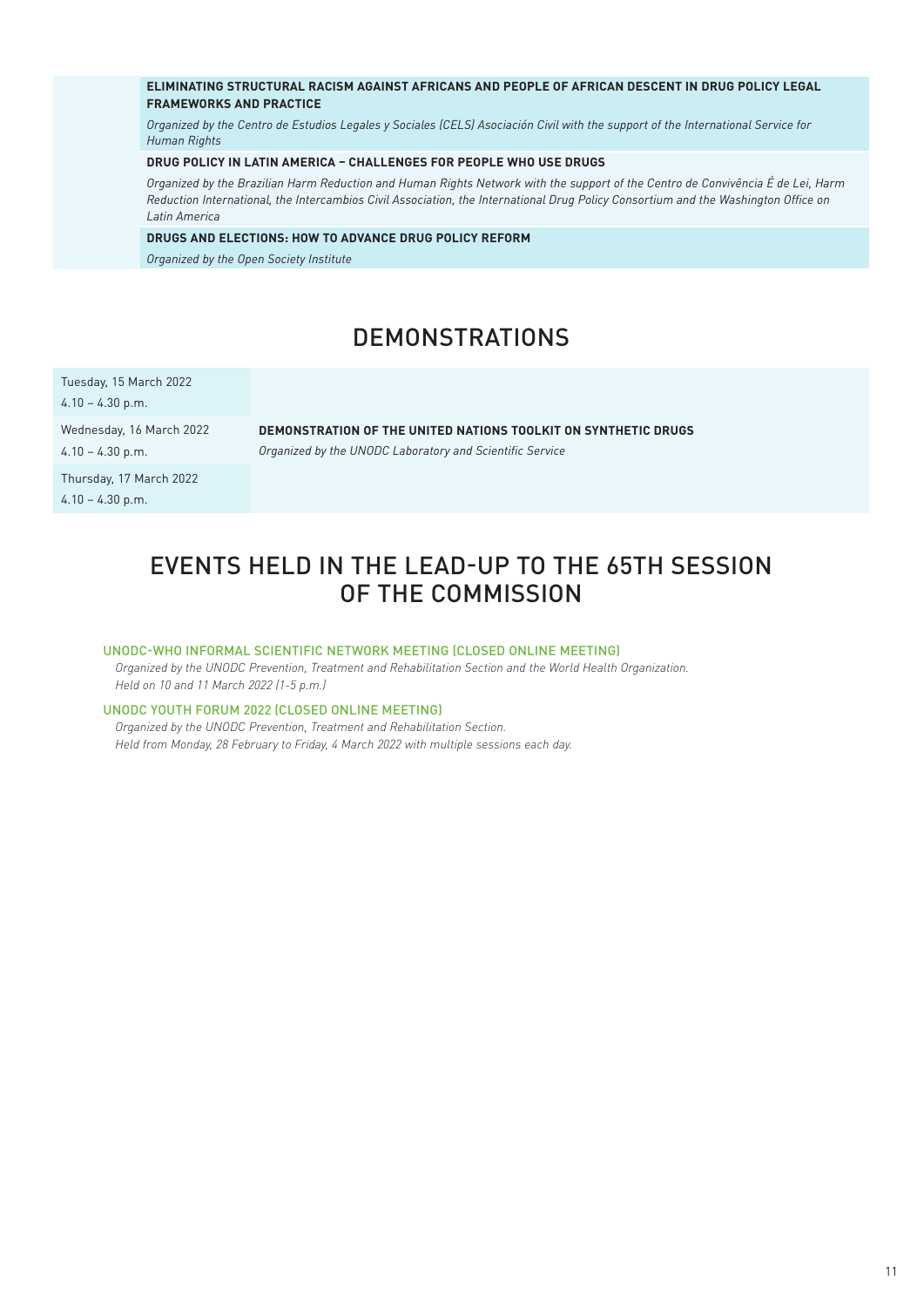**ELIMINATING STRUCTURAL RACISM AGAINST AFRICANS AND PEOPLE OF AFRICAN DESCENT IN DRUG POLICY LEGAL FRAMEWORKS AND PRACTICE**

*Organized by the Centro de Estudios Legales y Sociales (CELS) Asociación Civil with the support of the International Service for Human Rights*

**DRUG POLICY IN LATIN AMERICA – CHALLENGES FOR PEOPLE WHO USE DRUGS**

*Organized by the Brazilian Harm Reduction and Human Rights Network with the support of the Centro de Convivência É de Lei, Harm Reduction International, the Intercambios Civil Association, the International Drug Policy Consortium and the Washington Office on Latin America*

**DRUGS AND ELECTIONS: HOW TO ADVANCE DRUG POLICY REFORM**

*Organized by the Open Society Institute*

# DEMONSTRATIONS

| Date and time | Event |
| --- | --- |
| Tuesday, 15 March 2022<br>4.10 – 4.30 p.m.<br>Wednesday, 16 March 2022<br>4.10 – 4.30 p.m.<br>Thursday, 17 March 2022<br>4.10 – 4.30 p.m. | **DEMONSTRATION OF THE UNITED NATIONS TOOLKIT ON SYNTHETIC DRUGS**<br>*Organized by the UNODC Laboratory and Scientific Service* |

# EVENTS HELD IN THE LEAD-UP TO THE 65TH SESSION OF THE COMMISSION

### UNODC-WHO INFORMAL SCIENTIFIC NETWORK MEETING (CLOSED ONLINE MEETING)

*Organized by the UNODC Prevention, Treatment and Rehabilitation Section and the World Health Organization.*
*Held on 10 and 11 March 2022 (1-5 p.m.)*

### UNODC YOUTH FORUM 2022 (CLOSED ONLINE MEETING)

*Organized by the UNODC Prevention, Treatment and Rehabilitation Section.*
*Held from Monday, 28 February to Friday, 4 March 2022 with multiple sessions each day.*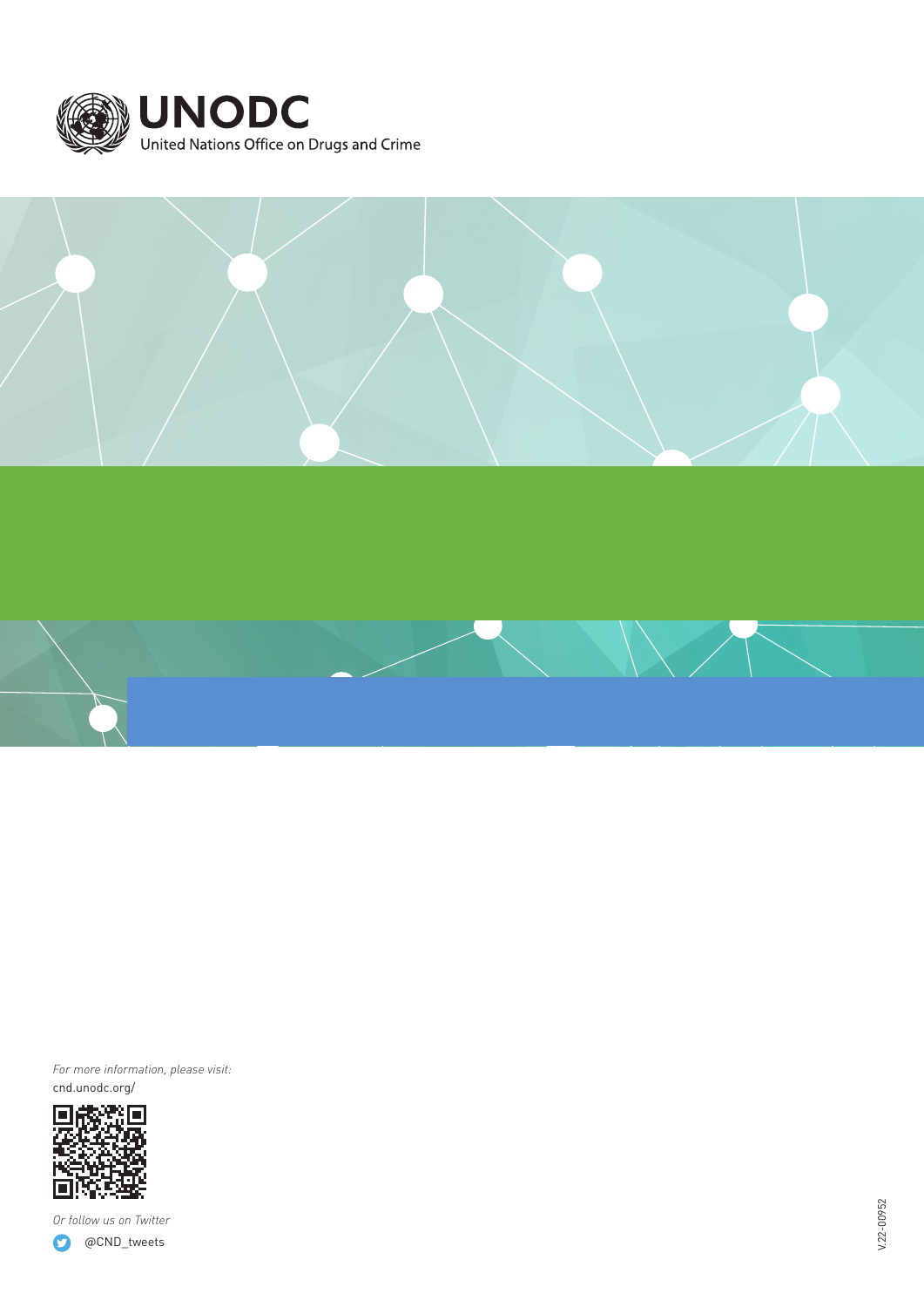UNODC

United Nations Office on Drugs and Crime

*For more information, please visit:*

cnd.unodc.org/

*Or follow us on Twitter*

@CND_tweets

V.22-00952